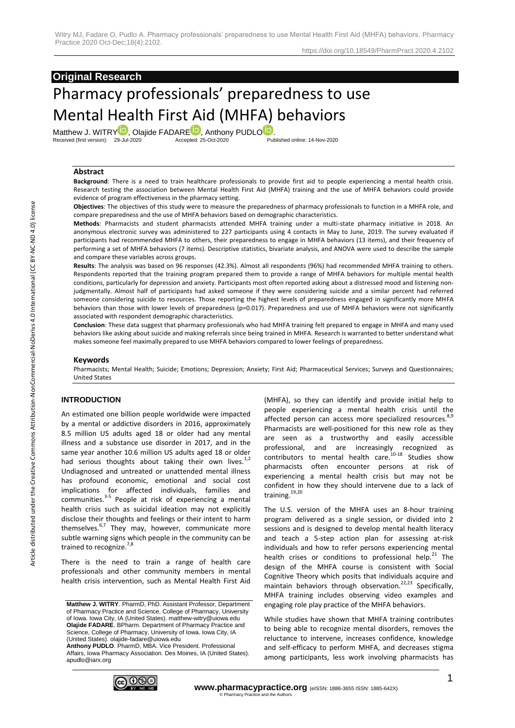**Original Research**

# Pharmacy professionals' preparedness to use Mental Health First Aid (MHFA) behaviors

Matthew J. WITRY, Olajide FADARE, Anthony PUDLO.

Received (first version): 29-Jul-2020 Accepted: 25-Oct-2020 Published online: 14-Nov-2020

## Abstract

**Background**: There is a need to train healthcare professionals to provide first aid to people experiencing a mental health crisis. Research testing the association between Mental Health First Aid (MHFA) training and the use of MHFA behaviors could provide evidence of program effectiveness in the pharmacy setting.

**Objectives**: The objectives of this study were to measure the preparedness of pharmacy professionals to function in a MHFA role, and compare preparedness and the use of MHFA behaviors based on demographic characteristics.

**Methods**: Pharmacists and student pharmacists attended MHFA training under a multi-state pharmacy initiative in 2018. An anonymous electronic survey was administered to 227 participants using 4 contacts in May to June, 2019. The survey evaluated if participants had recommended MHFA to others, their preparedness to engage in MHFA behaviors (13 items), and their frequency of performing a set of MHFA behaviors (7 items). Descriptive statistics, bivariate analysis, and ANOVA were used to describe the sample and compare these variables across groups.

**Results**: The analysis was based on 96 responses (42.3%). Almost all respondents (96%) had recommended MHFA training to others. Respondents reported that the training program prepared them to provide a range of MHFA behaviors for multiple mental health conditions, particularly for depression and anxiety. Participants most often reported asking about a distressed mood and listening non-judgmentally. Almost half of participants had asked someone if they were considering suicide and a similar percent had referred someone considering suicide to resources. Those reporting the highest levels of preparedness engaged in significantly more MHFA behaviors than those with lower levels of preparedness (p=0.017). Preparedness and use of MHFA behaviors were not significantly associated with respondent demographic characteristics.

**Conclusion**: These data suggest that pharmacy professionals who had MHFA training felt prepared to engage in MHFA and many used behaviors like asking about suicide and making referrals since being trained in MHFA. Research is warranted to better understand what makes someone feel maximally prepared to use MHFA behaviors compared to lower feelings of preparedness.

### Keywords

Pharmacists; Mental Health; Suicide; Emotions; Depression; Anxiety; First Aid; Pharmaceutical Services; Surveys and Questionnaires; United States

## INTRODUCTION

An estimated one billion people worldwide were impacted by a mental or addictive disorders in 2016, approximately 8.5 million US adults aged 18 or older had any mental illness and a substance use disorder in 2017, and in the same year another 10.6 million US adults aged 18 or older had serious thoughts about taking their own lives.[1,2] Undiagnosed and untreated or unattended mental illness has profound economic, emotional and social cost implications for affected individuals, families and communities.[3-5] People at risk of experiencing a mental health crisis such as suicidal ideation may not explicitly disclose their thoughts and feelings or their intent to harm themselves.[6,7] They may, however, communicate more subtle warning signs which people in the community can be trained to recognize.[7,8]

There is the need to train a range of health care professionals and other community members in mental health crisis intervention, such as Mental Health First Aid (MHFA), so they can identify and provide initial help to people experiencing a mental health crisis until the affected person can access more specialized resources.[8,9] Pharmacists are well-positioned for this new role as they are seen as a trustworthy and easily accessible professional, and are increasingly recognized as contributors to mental health care.[10-18] Studies show pharmacists often encounter persons at risk of experiencing a mental health crisis but may not be confident in how they should intervene due to a lack of training.[19,20]

The U.S. version of the MHFA uses an 8-hour training program delivered as a single session, or divided into 2 sessions and is designed to develop mental health literacy and teach a 5-step action plan for assessing at-risk individuals and how to refer persons experiencing mental health crises or conditions to professional help.[21] The design of the MHFA course is consistent with Social Cognitive Theory which posits that individuals acquire and maintain behaviors through observation.[22,23] Specifically, MHFA training includes observing video examples and engaging role play practice of the MHFA behaviors.

While studies have shown that MHFA training contributes to being able to recognize mental disorders, removes the reluctance to intervene, increases confidence, knowledge and self-efficacy to perform MHFA, and decreases stigma among participants, less work involving pharmacists has

**Matthew J. WITRY**. PharmD, PhD. Assistant Professor, Department of Pharmacy Practice and Science, College of Pharmacy, University of Iowa. Iowa City, IA (United States). matthew-witry@uiowa.edu
**Olajide FADARE**. BPharm. Department of Pharmacy Practice and Science, College of Pharmacy, University of Iowa. Iowa City, IA (United States). olajide-fadare@uiowa.edu
**Anthony PUDLO**. PharmD, MBA. Vice President. Professional Affairs, Iowa Pharmacy Association. Des Moines, IA (United States). apudlo@iarx.org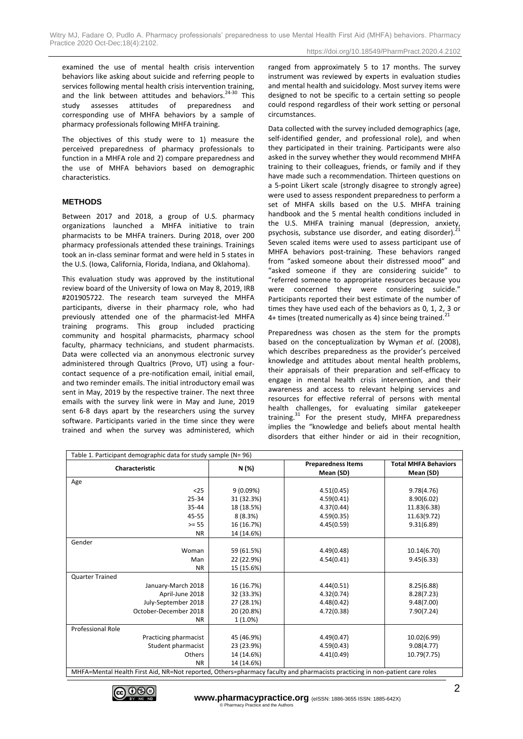examined the use of mental health crisis intervention behaviors like asking about suicide and referring people to services following mental health crisis intervention training, and the link between attitudes and behaviors.[24-30] This study assesses attitudes of preparedness and corresponding use of MHFA behaviors by a sample of pharmacy professionals following MHFA training.

The objectives of this study were to 1) measure the perceived preparedness of pharmacy professionals to function in a MHFA role and 2) compare preparedness and the use of MHFA behaviors based on demographic characteristics.

## METHODS

Between 2017 and 2018, a group of U.S. pharmacy organizations launched a MHFA initiative to train pharmacists to be MHFA trainers. During 2018, over 200 pharmacy professionals attended these trainings. Trainings took an in-class seminar format and were held in 5 states in the U.S. (Iowa, California, Florida, Indiana, and Oklahoma).

This evaluation study was approved by the institutional review board of the University of Iowa on May 8, 2019, IRB #201905722. The research team surveyed the MHFA participants, diverse in their pharmacy role, who had previously attended one of the pharmacist-led MHFA training programs. This group included practicing community and hospital pharmacists, pharmacy school faculty, pharmacy technicians, and student pharmacists. Data were collected via an anonymous electronic survey administered through Qualtrics (Provo, UT) using a four-contact sequence of a pre-notification email, initial email, and two reminder emails. The initial introductory email was sent in May, 2019 by the respective trainer. The next three emails with the survey link were in May and June, 2019 sent 6-8 days apart by the researchers using the survey software. Participants varied in the time since they were trained and when the survey was administered, which ranged from approximately 5 to 17 months. The survey instrument was reviewed by experts in evaluation studies and mental health and suicidology. Most survey items were designed to not be specific to a certain setting so people could respond regardless of their work setting or personal circumstances.

Data collected with the survey included demographics (age, self-identified gender, and professional role), and when they participated in their training. Participants were also asked in the survey whether they would recommend MHFA training to their colleagues, friends, or family and if they have made such a recommendation. Thirteen questions on a 5-point Likert scale (strongly disagree to strongly agree) were used to assess respondent preparedness to perform a set of MHFA skills based on the U.S. MHFA training handbook and the 5 mental health conditions included in the U.S. MHFA training manual (depression, anxiety, psychosis, substance use disorder, and eating disorder).[21] Seven scaled items were used to assess participant use of MHFA behaviors post-training. These behaviors ranged from "asked someone about their distressed mood" and "asked someone if they are considering suicide" to "referred someone to appropriate resources because you were concerned they were considering suicide." Participants reported their best estimate of the number of times they have used each of the behaviors as 0, 1, 2, 3 or 4+ times (treated numerically as 4) since being trained.[21]

Preparedness was chosen as the stem for the prompts based on the conceptualization by Wyman *et al*. (2008), which describes preparedness as the provider's perceived knowledge and attitudes about mental health problems, their appraisals of their preparation and self-efficacy to engage in mental health crisis intervention, and their awareness and access to relevant helping services and resources for effective referral of persons with mental health challenges, for evaluating similar gatekeeper training.[31] For the present study, MHFA preparedness implies the "knowledge and beliefs about mental health disorders that either hinder or aid in their recognition,

Table 1. Participant demographic data for study sample (N= 96)

| Characteristic | N (%) | Preparedness Items Mean (SD) | Total MHFA Behaviors Mean (SD) |
|---|---|---|---|
| Age | | | |
| <25 | 9 (0.09%) | 4.51(0.45) | 9.78(4.76) |
| 25-34 | 31 (32.3%) | 4.59(0.41) | 8.90(6.02) |
| 35-44 | 18 (18.5%) | 4.37(0.44) | 11.83(6.38) |
| 45-55 | 8 (8.3%) | 4.59(0.35) | 11.63(9.72) |
| >= 55 | 16 (16.7%) | 4.45(0.59) | 9.31(6.89) |
| NR | 14 (14.6%) | | |
| Gender | | | |
| Woman | 59 (61.5%) | 4.49(0.48) | 10.14(6.70) |
| Man | 22 (22.9%) | 4.54(0.41) | 9.45(6.33) |
| NR | 15 (15.6%) | | |
| Quarter Trained | | | |
| January-March 2018 | 16 (16.7%) | 4.44(0.51) | 8.25(6.88) |
| April-June 2018 | 32 (33.3%) | 4.32(0.74) | 8.28(7.23) |
| July-September 2018 | 27 (28.1%) | 4.48(0.42) | 9.48(7.00) |
| October-December 2018 | 20 (20.8%) | 4.72(0.38) | 7.90(7.24) |
| NR | 1 (1.0%) | | |
| Professional Role | | | |
| Practicing pharmacist | 45 (46.9%) | 4.49(0.47) | 10.02(6.99) |
| Student pharmacist | 23 (23.9%) | 4.59(0.43) | 9.08(4.77) |
| Others | 14 (14.6%) | 4.41(0.49) | 10.79(7.75) |
| NR | 14 (14.6%) | | |

MHFA=Mental Health First Aid, NR=Not reported, Others=pharmacy faculty and pharmacists practicing in non-patient care roles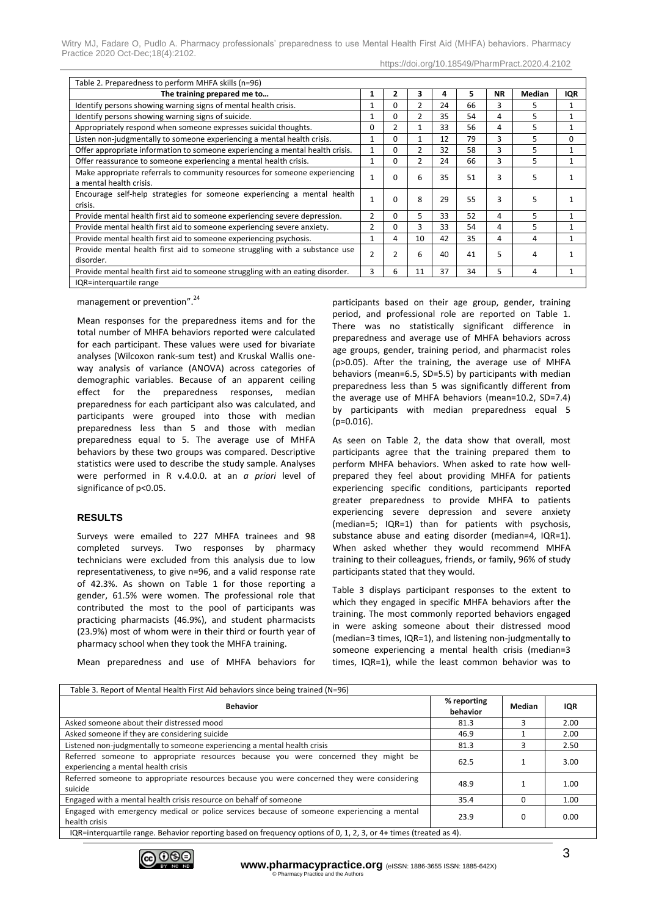| Table 2. Preparedness to perform MHFA skills (n=96) | | | | | | | | |
|---|---|---|---|---|---|---|---|---|
| **The training prepared me to…** | **1** | **2** | **3** | **4** | **5** | **NR** | **Median** | **IQR** |
| Identify persons showing warning signs of mental health crisis. | 1 | 0 | 2 | 24 | 66 | 3 | 5 | 1 |
| Identify persons showing warning signs of suicide. | 1 | 0 | 2 | 35 | 54 | 4 | 5 | 1 |
| Appropriately respond when someone expresses suicidal thoughts. | 0 | 2 | 1 | 33 | 56 | 4 | 5 | 1 |
| Listen non-judgmentally to someone experiencing a mental health crisis. | 1 | 0 | 1 | 12 | 79 | 3 | 5 | 0 |
| Offer appropriate information to someone experiencing a mental health crisis. | 1 | 0 | 2 | 32 | 58 | 3 | 5 | 1 |
| Offer reassurance to someone experiencing a mental health crisis. | 1 | 0 | 2 | 24 | 66 | 3 | 5 | 1 |
| Make appropriate referrals to community resources for someone experiencing a mental health crisis. | 1 | 0 | 6 | 35 | 51 | 3 | 5 | 1 |
| Encourage self-help strategies for someone experiencing a mental health crisis. | 1 | 0 | 8 | 29 | 55 | 3 | 5 | 1 |
| Provide mental health first aid to someone experiencing severe depression. | 2 | 0 | 5 | 33 | 52 | 4 | 5 | 1 |
| Provide mental health first aid to someone experiencing severe anxiety. | 2 | 0 | 3 | 33 | 54 | 4 | 5 | 1 |
| Provide mental health first aid to someone experiencing psychosis. | 1 | 4 | 10 | 42 | 35 | 4 | 4 | 1 |
| Provide mental health first aid to someone struggling with a substance use disorder. | 2 | 2 | 6 | 40 | 41 | 5 | 4 | 1 |
| Provide mental health first aid to someone struggling with an eating disorder. | 3 | 6 | 11 | 37 | 34 | 5 | 4 | 1 |

IQR=interquartile range

management or prevention".[24]

Mean responses for the preparedness items and for the total number of MHFA behaviors reported were calculated for each participant. These values were used for bivariate analyses (Wilcoxon rank-sum test) and Kruskal Wallis one-way analysis of variance (ANOVA) across categories of demographic variables. Because of an apparent ceiling effect for the preparedness responses, median preparedness for each participant also was calculated, and participants were grouped into those with median preparedness less than 5 and those with median preparedness equal to 5. The average use of MHFA behaviors by these two groups was compared. Descriptive statistics were used to describe the study sample. Analyses were performed in R v.4.0.0. at an *a priori* level of significance of p<0.05.

## RESULTS

Surveys were emailed to 227 MHFA trainees and 98 completed surveys. Two responses by pharmacy technicians were excluded from this analysis due to low representativeness, to give n=96, and a valid response rate of 42.3%. As shown on Table 1 for those reporting a gender, 61.5% were women. The professional role that contributed the most to the pool of participants was practicing pharmacists (46.9%), and student pharmacists (23.9%) most of whom were in their third or fourth year of pharmacy school when they took the MHFA training.

Mean preparedness and use of MHFA behaviors for participants based on their age group, gender, training period, and professional role are reported on Table 1. There was no statistically significant difference in preparedness and average use of MHFA behaviors across age groups, gender, training period, and pharmacist roles (p>0.05). After the training, the average use of MHFA behaviors (mean=6.5, SD=5.5) by participants with median preparedness less than 5 was significantly different from the average use of MHFA behaviors (mean=10.2, SD=7.4) by participants with median preparedness equal 5 (p=0.016).

As seen on Table 2, the data show that overall, most participants agree that the training prepared them to perform MHFA behaviors. When asked to rate how well-prepared they feel about providing MHFA for patients experiencing specific conditions, participants reported greater preparedness to provide MHFA to patients experiencing severe depression and severe anxiety (median=5; IQR=1) than for patients with psychosis, substance abuse and eating disorder (median=4, IQR=1). When asked whether they would recommend MHFA training to their colleagues, friends, or family, 96% of study participants stated that they would.

Table 3 displays participant responses to the extent to which they engaged in specific MHFA behaviors after the training. The most commonly reported behaviors engaged in were asking someone about their distressed mood (median=3 times, IQR=1), and listening non-judgmentally to someone experiencing a mental health crisis (median=3 times, IQR=1), while the least common behavior was to

| Table 3. Report of Mental Health First Aid behaviors since being trained (N=96) | | | |
|---|---|---|---|
| **Behavior** | **% reporting behavior** | **Median** | **IQR** |
| Asked someone about their distressed mood | 81.3 | 3 | 2.00 |
| Asked someone if they are considering suicide | 46.9 | 1 | 2.00 |
| Listened non-judgmentally to someone experiencing a mental health crisis | 81.3 | 3 | 2.50 |
| Referred someone to appropriate resources because you were concerned they might be experiencing a mental health crisis | 62.5 | 1 | 3.00 |
| Referred someone to appropriate resources because you were concerned they were considering suicide | 48.9 | 1 | 1.00 |
| Engaged with a mental health crisis resource on behalf of someone | 35.4 | 0 | 1.00 |
| Engaged with emergency medical or police services because of someone experiencing a mental health crisis | 23.9 | 0 | 0.00 |

IQR=interquartile range. Behavior reporting based on frequency options of 0, 1, 2, 3, or 4+ times (treated as 4).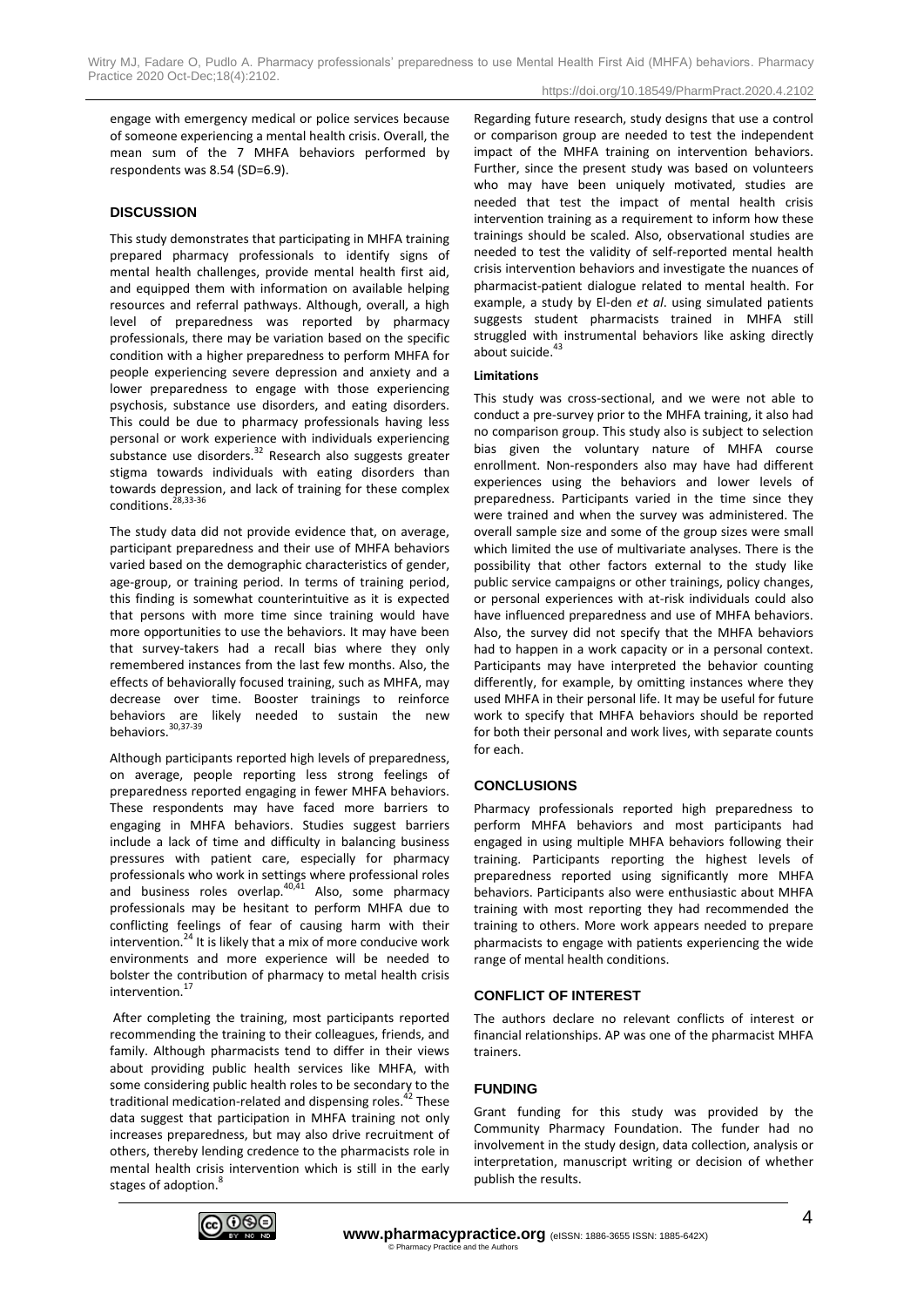engage with emergency medical or police services because of someone experiencing a mental health crisis. Overall, the mean sum of the 7 MHFA behaviors performed by respondents was 8.54 (SD=6.9).

## DISCUSSION

This study demonstrates that participating in MHFA training prepared pharmacy professionals to identify signs of mental health challenges, provide mental health first aid, and equipped them with information on available helping resources and referral pathways. Although, overall, a high level of preparedness was reported by pharmacy professionals, there may be variation based on the specific condition with a higher preparedness to perform MHFA for people experiencing severe depression and anxiety and a lower preparedness to engage with those experiencing psychosis, substance use disorders, and eating disorders. This could be due to pharmacy professionals having less personal or work experience with individuals experiencing substance use disorders.[32] Research also suggests greater stigma towards individuals with eating disorders than towards depression, and lack of training for these complex conditions.[28,33-36]

The study data did not provide evidence that, on average, participant preparedness and their use of MHFA behaviors varied based on the demographic characteristics of gender, age-group, or training period. In terms of training period, this finding is somewhat counterintuitive as it is expected that persons with more time since training would have more opportunities to use the behaviors. It may have been that survey-takers had a recall bias where they only remembered instances from the last few months. Also, the effects of behaviorally focused training, such as MHFA, may decrease over time. Booster trainings to reinforce behaviors are likely needed to sustain the new behaviors.[30,37-39]

Although participants reported high levels of preparedness, on average, people reporting less strong feelings of preparedness reported engaging in fewer MHFA behaviors. These respondents may have faced more barriers to engaging in MHFA behaviors. Studies suggest barriers include a lack of time and difficulty in balancing business pressures with patient care, especially for pharmacy professionals who work in settings where professional roles and business roles overlap.[40,41] Also, some pharmacy professionals may be hesitant to perform MHFA due to conflicting feelings of fear of causing harm with their intervention.[24] It is likely that a mix of more conducive work environments and more experience will be needed to bolster the contribution of pharmacy to metal health crisis intervention.[17]

After completing the training, most participants reported recommending the training to their colleagues, friends, and family. Although pharmacists tend to differ in their views about providing public health services like MHFA, with some considering public health roles to be secondary to the traditional medication-related and dispensing roles.[42] These data suggest that participation in MHFA training not only increases preparedness, but may also drive recruitment of others, thereby lending credence to the pharmacists role in mental health crisis intervention which is still in the early stages of adoption.[8]

Regarding future research, study designs that use a control or comparison group are needed to test the independent impact of the MHFA training on intervention behaviors. Further, since the present study was based on volunteers who may have been uniquely motivated, studies are needed that test the impact of mental health crisis intervention training as a requirement to inform how these trainings should be scaled. Also, observational studies are needed to test the validity of self-reported mental health crisis intervention behaviors and investigate the nuances of pharmacist-patient dialogue related to mental health. For example, a study by El-den *et al*. using simulated patients suggests student pharmacists trained in MHFA still struggled with instrumental behaviors like asking directly about suicide.[43]

#### Limitations

This study was cross-sectional, and we were not able to conduct a pre-survey prior to the MHFA training, it also had no comparison group. This study also is subject to selection bias given the voluntary nature of MHFA course enrollment. Non-responders also may have had different experiences using the behaviors and lower levels of preparedness. Participants varied in the time since they were trained and when the survey was administered. The overall sample size and some of the group sizes were small which limited the use of multivariate analyses. There is the possibility that other factors external to the study like public service campaigns or other trainings, policy changes, or personal experiences with at-risk individuals could also have influenced preparedness and use of MHFA behaviors. Also, the survey did not specify that the MHFA behaviors had to happen in a work capacity or in a personal context. Participants may have interpreted the behavior counting differently, for example, by omitting instances where they used MHFA in their personal life. It may be useful for future work to specify that MHFA behaviors should be reported for both their personal and work lives, with separate counts for each.

## CONCLUSIONS

Pharmacy professionals reported high preparedness to perform MHFA behaviors and most participants had engaged in using multiple MHFA behaviors following their training. Participants reporting the highest levels of preparedness reported using significantly more MHFA behaviors. Participants also were enthusiastic about MHFA training with most reporting they had recommended the training to others. More work appears needed to prepare pharmacists to engage with patients experiencing the wide range of mental health conditions.

## CONFLICT OF INTEREST

The authors declare no relevant conflicts of interest or financial relationships. AP was one of the pharmacist MHFA trainers.

## FUNDING

Grant funding for this study was provided by the Community Pharmacy Foundation. The funder had no involvement in the study design, data collection, analysis or interpretation, manuscript writing or decision of whether publish the results.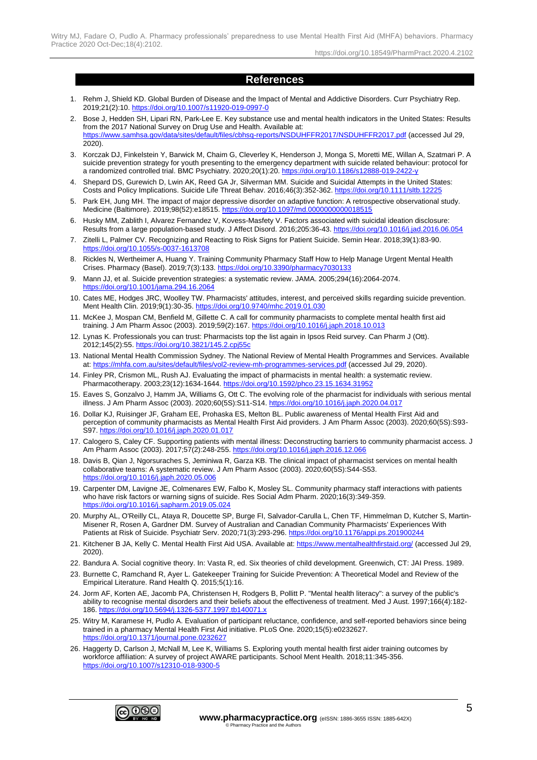## References

1. Rehm J, Shield KD. Global Burden of Disease and the Impact of Mental and Addictive Disorders. Curr Psychiatry Rep. 2019;21(2):10. https://doi.org/10.1007/s11920-019-0997-0
2. Bose J, Hedden SH, Lipari RN, Park-Lee E. Key substance use and mental health indicators in the United States: Results from the 2017 National Survey on Drug Use and Health. Available at: https://www.samhsa.gov/data/sites/default/files/cbhsq-reports/NSDUHFFR2017/NSDUHFFR2017.pdf (accessed Jul 29, 2020).
3. Korczak DJ, Finkelstein Y, Barwick M, Chaim G, Cleverley K, Henderson J, Monga S, Moretti ME, Willan A, Szatmari P. A suicide prevention strategy for youth presenting to the emergency department with suicide related behaviour: protocol for a randomized controlled trial. BMC Psychiatry. 2020;20(1):20. https://doi.org/10.1186/s12888-019-2422-y
4. Shepard DS, Gurewich D, Lwin AK, Reed GA Jr, Silverman MM. Suicide and Suicidal Attempts in the United States: Costs and Policy Implications. Suicide Life Threat Behav. 2016;46(3):352-362. https://doi.org/10.1111/sltb.12225
5. Park EH, Jung MH. The impact of major depressive disorder on adaptive function: A retrospective observational study. Medicine (Baltimore). 2019;98(52):e18515. https://doi.org/10.1097/md.0000000000018515
6. Husky MM, Zablith I, Alvarez Fernandez V, Kovess-Masfety V. Factors associated with suicidal ideation disclosure: Results from a large population-based study. J Affect Disord. 2016;205:36-43. https://doi.org/10.1016/j.jad.2016.06.054
7. Zitelli L, Palmer CV. Recognizing and Reacting to Risk Signs for Patient Suicide. Semin Hear. 2018;39(1):83-90. https://doi.org/10.1055/s-0037-1613708
8. Rickles N, Wertheimer A, Huang Y. Training Community Pharmacy Staff How to Help Manage Urgent Mental Health Crises. Pharmacy (Basel). 2019;7(3):133. https://doi.org/10.3390/pharmacy7030133
9. Mann JJ, et al. Suicide prevention strategies: a systematic review. JAMA. 2005;294(16):2064-2074. https://doi.org/10.1001/jama.294.16.2064
10. Cates ME, Hodges JRC, Woolley TW. Pharmacists' attitudes, interest, and perceived skills regarding suicide prevention. Ment Health Clin. 2019;9(1):30-35. https://doi.org/10.9740/mhc.2019.01.030
11. McKee J, Mospan CM, Benfield M, Gillette C. A call for community pharmacists to complete mental health first aid training. J Am Pharm Assoc (2003). 2019;59(2):167. https://doi.org/10.1016/j.japh.2018.10.013
12. Lynas K. Professionals you can trust: Pharmacists top the list again in Ipsos Reid survey. Can Pharm J (Ott). 2012;145(2):55. https://doi.org/10.3821/145.2.cpj55c
13. National Mental Health Commission Sydney. The National Review of Mental Health Programmes and Services. Available at: https://mhfa.com.au/sites/default/files/vol2-review-mh-programmes-services.pdf (accessed Jul 29, 2020).
14. Finley PR, Crismon ML, Rush AJ. Evaluating the impact of pharmacists in mental health: a systematic review. Pharmacotherapy. 2003;23(12):1634-1644. https://doi.org/10.1592/phco.23.15.1634.31952
15. Eaves S, Gonzalvo J, Hamm JA, Williams G, Ott C. The evolving role of the pharmacist for individuals with serious mental illness. J Am Pharm Assoc (2003). 2020;60(5S):S11-S14. https://doi.org/10.1016/j.japh.2020.04.017
16. Dollar KJ, Ruisinger JF, Graham EE, Prohaska ES, Melton BL. Public awareness of Mental Health First Aid and perception of community pharmacists as Mental Health First Aid providers. J Am Pharm Assoc (2003). 2020;60(5S):S93-S97. https://doi.org/10.1016/j.japh.2020.01.017
17. Calogero S, Caley CF. Supporting patients with mental illness: Deconstructing barriers to community pharmacist access. J Am Pharm Assoc (2003). 2017;57(2):248-255. https://doi.org/10.1016/j.japh.2016.12.066
18. Davis B, Qian J, Ngorsuraches S, Jeminiwa R, Garza KB. The clinical impact of pharmacist services on mental health collaborative teams: A systematic review. J Am Pharm Assoc (2003). 2020;60(5S):S44-S53. https://doi.org/10.1016/j.japh.2020.05.006
19. Carpenter DM, Lavigne JE, Colmenares EW, Falbo K, Mosley SL. Community pharmacy staff interactions with patients who have risk factors or warning signs of suicide. Res Social Adm Pharm. 2020;16(3):349-359. https://doi.org/10.1016/j.sapharm.2019.05.024
20. Murphy AL, O'Reilly CL, Ataya R, Doucette SP, Burge FI, Salvador-Carulla L, Chen TF, Himmelman D, Kutcher S, Martin-Misener R, Rosen A, Gardner DM. Survey of Australian and Canadian Community Pharmacists' Experiences With Patients at Risk of Suicide. Psychiatr Serv. 2020;71(3):293-296. https://doi.org/10.1176/appi.ps.201900244
21. Kitchener B JA, Kelly C. Mental Health First Aid USA. Available at: https://www.mentalhealthfirstaid.org/ (accessed Jul 29, 2020).
22. Bandura A. Social cognitive theory. In: Vasta R, ed. Six theories of child development. Greenwich, CT: JAI Press. 1989.
23. Burnette C, Ramchand R, Ayer L. Gatekeeper Training for Suicide Prevention: A Theoretical Model and Review of the Empirical Literature. Rand Health Q. 2015;5(1):16.
24. Jorm AF, Korten AE, Jacomb PA, Christensen H, Rodgers B, Pollitt P. "Mental health literacy": a survey of the public's ability to recognise mental disorders and their beliefs about the effectiveness of treatment. Med J Aust. 1997;166(4):182-186. https://doi.org/10.5694/j.1326-5377.1997.tb140071.x
25. Witry M, Karamese H, Pudlo A. Evaluation of participant reluctance, confidence, and self-reported behaviors since being trained in a pharmacy Mental Health First Aid initiative. PLoS One. 2020;15(5):e0232627. https://doi.org/10.1371/journal.pone.0232627
26. Haggerty D, Carlson J, McNall M, Lee K, Williams S. Exploring youth mental health first aider training outcomes by workforce affiliation: A survey of project AWARE participants. School Ment Health. 2018;11:345-356. https://doi.org/10.1007/s12310-018-9300-5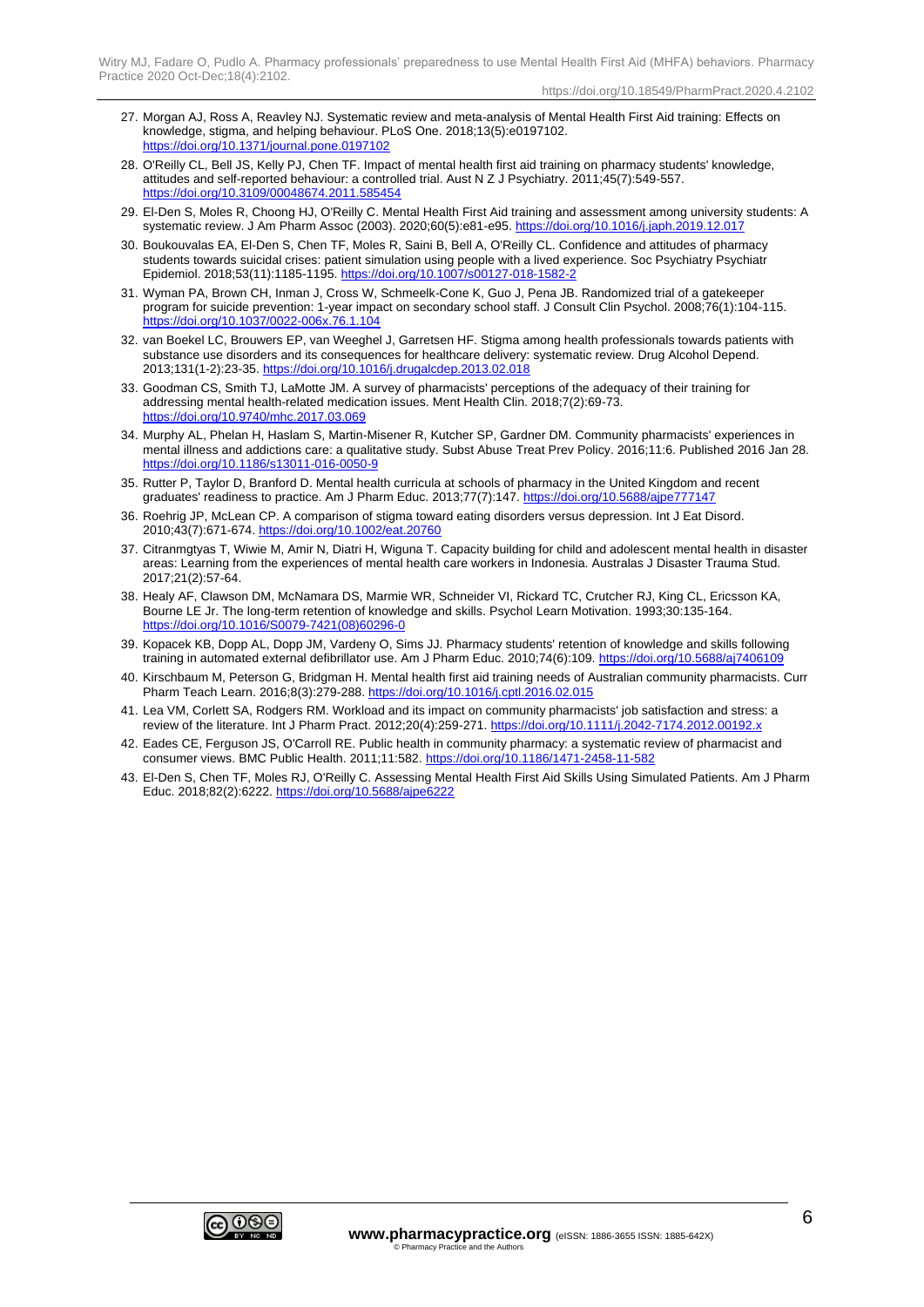27. Morgan AJ, Ross A, Reavley NJ. Systematic review and meta-analysis of Mental Health First Aid training: Effects on knowledge, stigma, and helping behaviour. PLoS One. 2018;13(5):e0197102. https://doi.org/10.1371/journal.pone.0197102
28. O'Reilly CL, Bell JS, Kelly PJ, Chen TF. Impact of mental health first aid training on pharmacy students' knowledge, attitudes and self-reported behaviour: a controlled trial. Aust N Z J Psychiatry. 2011;45(7):549-557. https://doi.org/10.3109/00048674.2011.585454
29. El-Den S, Moles R, Choong HJ, O'Reilly C. Mental Health First Aid training and assessment among university students: A systematic review. J Am Pharm Assoc (2003). 2020;60(5):e81-e95. https://doi.org/10.1016/j.japh.2019.12.017
30. Boukouvalas EA, El-Den S, Chen TF, Moles R, Saini B, Bell A, O'Reilly CL. Confidence and attitudes of pharmacy students towards suicidal crises: patient simulation using people with a lived experience. Soc Psychiatry Psychiatr Epidemiol. 2018;53(11):1185-1195. https://doi.org/10.1007/s00127-018-1582-2
31. Wyman PA, Brown CH, Inman J, Cross W, Schmeelk-Cone K, Guo J, Pena JB. Randomized trial of a gatekeeper program for suicide prevention: 1-year impact on secondary school staff. J Consult Clin Psychol. 2008;76(1):104-115. https://doi.org/10.1037/0022-006x.76.1.104
32. van Boekel LC, Brouwers EP, van Weeghel J, Garretsen HF. Stigma among health professionals towards patients with substance use disorders and its consequences for healthcare delivery: systematic review. Drug Alcohol Depend. 2013;131(1-2):23-35. https://doi.org/10.1016/j.drugalcdep.2013.02.018
33. Goodman CS, Smith TJ, LaMotte JM. A survey of pharmacists' perceptions of the adequacy of their training for addressing mental health-related medication issues. Ment Health Clin. 2018;7(2):69-73. https://doi.org/10.9740/mhc.2017.03.069
34. Murphy AL, Phelan H, Haslam S, Martin-Misener R, Kutcher SP, Gardner DM. Community pharmacists' experiences in mental illness and addictions care: a qualitative study. Subst Abuse Treat Prev Policy. 2016;11:6. Published 2016 Jan 28. https://doi.org/10.1186/s13011-016-0050-9
35. Rutter P, Taylor D, Branford D. Mental health curricula at schools of pharmacy in the United Kingdom and recent graduates' readiness to practice. Am J Pharm Educ. 2013;77(7):147. https://doi.org/10.5688/ajpe777147
36. Roehrig JP, McLean CP. A comparison of stigma toward eating disorders versus depression. Int J Eat Disord. 2010;43(7):671-674. https://doi.org/10.1002/eat.20760
37. Citranmgtyas T, Wiwie M, Amir N, Diatri H, Wiguna T. Capacity building for child and adolescent mental health in disaster areas: Learning from the experiences of mental health care workers in Indonesia. Australas J Disaster Trauma Stud. 2017;21(2):57-64.
38. Healy AF, Clawson DM, McNamara DS, Marmie WR, Schneider VI, Rickard TC, Crutcher RJ, King CL, Ericsson KA, Bourne LE Jr. The long-term retention of knowledge and skills. Psychol Learn Motivation. 1993;30:135-164. https://doi.org/10.1016/S0079-7421(08)60296-0
39. Kopacek KB, Dopp AL, Dopp JM, Vardeny O, Sims JJ. Pharmacy students' retention of knowledge and skills following training in automated external defibrillator use. Am J Pharm Educ. 2010;74(6):109. https://doi.org/10.5688/aj7406109
40. Kirschbaum M, Peterson G, Bridgman H. Mental health first aid training needs of Australian community pharmacists. Curr Pharm Teach Learn. 2016;8(3):279-288. https://doi.org/10.1016/j.cptl.2016.02.015
41. Lea VM, Corlett SA, Rodgers RM. Workload and its impact on community pharmacists' job satisfaction and stress: a review of the literature. Int J Pharm Pract. 2012;20(4):259-271. https://doi.org/10.1111/j.2042-7174.2012.00192.x
42. Eades CE, Ferguson JS, O'Carroll RE. Public health in community pharmacy: a systematic review of pharmacist and consumer views. BMC Public Health. 2011;11:582. https://doi.org/10.1186/1471-2458-11-582
43. El-Den S, Chen TF, Moles RJ, O'Reilly C. Assessing Mental Health First Aid Skills Using Simulated Patients. Am J Pharm Educ. 2018;82(2):6222. https://doi.org/10.5688/ajpe6222